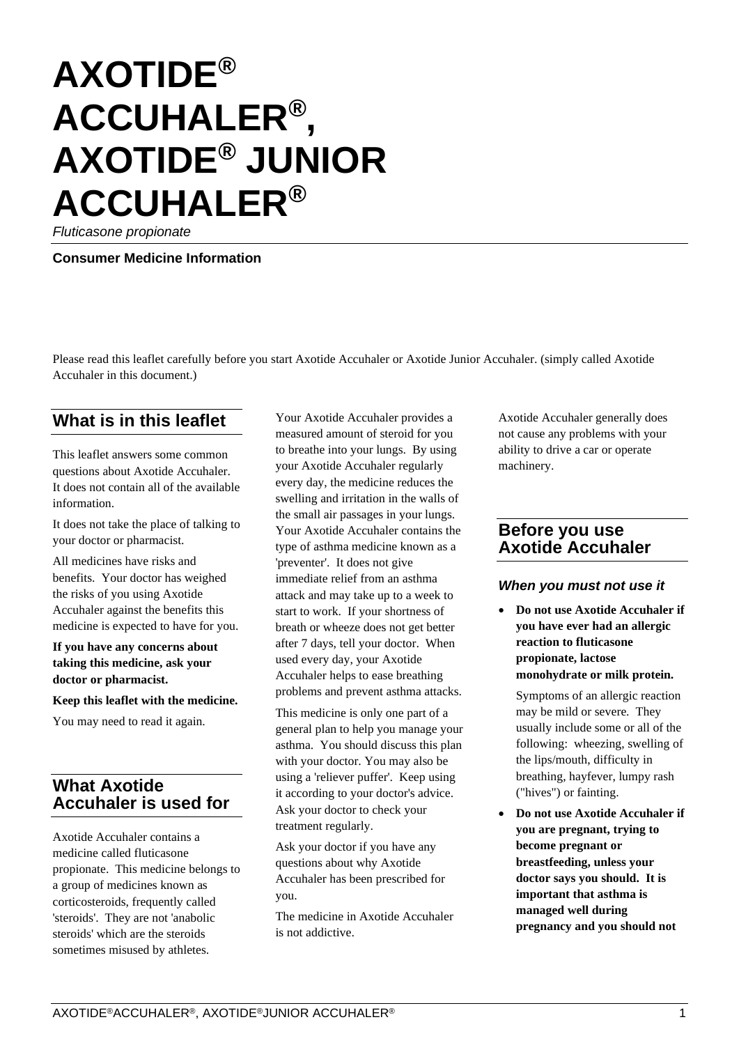# AXOTIDE® ACCUHALER®, AXOTIDE® JUNIOR ACCUHALER®

*Fluticasone propionate*

**Consumer Medicine Information**

Please read this leaflet carefully before you start Axotide Accuhaler or Axotide Junior Accuhaler. (simply called Axotide Accuhaler in this document.)

## What is in this leaflet

This leaflet answers some common questions about Axotide Accuhaler. It does not contain all of the available information.

It does not take the place of talking to your doctor or pharmacist.

All medicines have risks and benefits. Your doctor has weighed the risks of you using Axotide Accuhaler against the benefits this medicine is expected to have for you.

**If you have any concerns about taking this medicine, ask your doctor or pharmacist.**

**Keep this leaflet with the medicine.**

You may need to read it again.

## What Axotide Accuhaler is used for

Axotide Accuhaler contains a medicine called fluticasone propionate. This medicine belongs to a group of medicines known as corticosteroids, frequently called 'steroids'. They are not 'anabolic steroids' which are the steroids sometimes misused by athletes.

Your Axotide Accuhaler provides a measured amount of steroid for you to breathe into your lungs. By using your Axotide Accuhaler regularly every day, the medicine reduces the swelling and irritation in the walls of the small air passages in your lungs. Your Axotide Accuhaler contains the type of asthma medicine known as a 'preventer'. It does not give immediate relief from an asthma attack and may take up to a week to start to work. If your shortness of breath or wheeze does not get better after 7 days, tell your doctor. When used every day, your Axotide Accuhaler helps to ease breathing problems and prevent asthma attacks.

This medicine is only one part of a general plan to help you manage your asthma. You should discuss this plan with your doctor. You may also be using a 'reliever puffer'. Keep using it according to your doctor's advice. Ask your doctor to check your treatment regularly.

Ask your doctor if you have any questions about why Axotide Accuhaler has been prescribed for you.

The medicine in Axotide Accuhaler is not addictive.

Axotide Accuhaler generally does not cause any problems with your ability to drive a car or operate machinery.

## Before you use Axotide Accuhaler

### *When you must not use it*

- **Do not use Axotide Accuhaler if you have ever had an allergic reaction to fluticasone propionate, lactose monohydrate or milk protein.**

  Symptoms of an allergic reaction may be mild or severe. They usually include some or all of the following: wheezing, swelling of the lips/mouth, difficulty in breathing, hayfever, lumpy rash ("hives") or fainting.

- **Do not use Axotide Accuhaler if you are pregnant, trying to become pregnant or breastfeeding, unless your doctor says you should. It is important that asthma is managed well during pregnancy and you should not**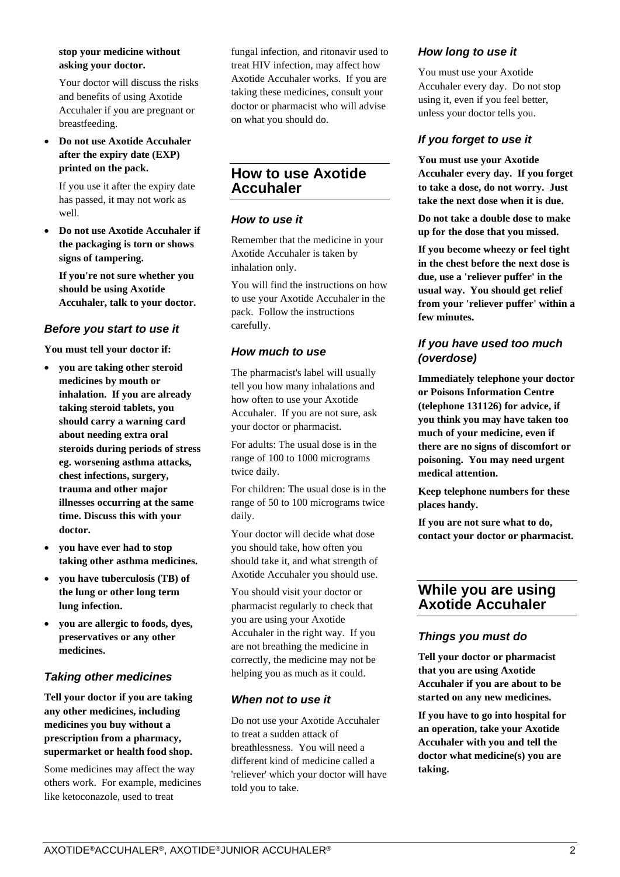**stop your medicine without asking your doctor.**

Your doctor will discuss the risks and benefits of using Axotide Accuhaler if you are pregnant or breastfeeding.

- **Do not use Axotide Accuhaler after the expiry date (EXP) printed on the pack.**

  If you use it after the expiry date has passed, it may not work as well.

- **Do not use Axotide Accuhaler if the packaging is torn or shows signs of tampering.**

  **If you're not sure whether you should be using Axotide Accuhaler, talk to your doctor.**

### *Before you start to use it*

**You must tell your doctor if:**

- **you are taking other steroid medicines by mouth or inhalation. If you are already taking steroid tablets, you should carry a warning card about needing extra oral steroids during periods of stress eg. worsening asthma attacks, chest infections, surgery, trauma and other major illnesses occurring at the same time. Discuss this with your doctor.**
- **you have ever had to stop taking other asthma medicines.**
- **you have tuberculosis (TB) of the lung or other long term lung infection.**
- **you are allergic to foods, dyes, preservatives or any other medicines.**

### *Taking other medicines*

**Tell your doctor if you are taking any other medicines, including medicines you buy without a prescription from a pharmacy, supermarket or health food shop.**

Some medicines may affect the way others work. For example, medicines like ketoconazole, used to treat fungal infection, and ritonavir used to treat HIV infection, may affect how Axotide Accuhaler works. If you are taking these medicines, consult your doctor or pharmacist who will advise on what you should do.

## How to use Axotide Accuhaler

### *How to use it*

Remember that the medicine in your Axotide Accuhaler is taken by inhalation only.

You will find the instructions on how to use your Axotide Accuhaler in the pack. Follow the instructions carefully.

### *How much to use*

The pharmacist's label will usually tell you how many inhalations and how often to use your Axotide Accuhaler. If you are not sure, ask your doctor or pharmacist.

For adults: The usual dose is in the range of 100 to 1000 micrograms twice daily.

For children: The usual dose is in the range of 50 to 100 micrograms twice daily.

Your doctor will decide what dose you should take, how often you should take it, and what strength of Axotide Accuhaler you should use.

You should visit your doctor or pharmacist regularly to check that you are using your Axotide Accuhaler in the right way. If you are not breathing the medicine in correctly, the medicine may not be helping you as much as it could.

### *When not to use it*

Do not use your Axotide Accuhaler to treat a sudden attack of breathlessness. You will need a different kind of medicine called a 'reliever' which your doctor will have told you to take.

### *How long to use it*

You must use your Axotide Accuhaler every day. Do not stop using it, even if you feel better, unless your doctor tells you.

### *If you forget to use it*

**You must use your Axotide Accuhaler every day. If you forget to take a dose, do not worry. Just take the next dose when it is due.**

**Do not take a double dose to make up for the dose that you missed.**

**If you become wheezy or feel tight in the chest before the next dose is due, use a 'reliever puffer' in the usual way. You should get relief from your 'reliever puffer' within a few minutes.**

### *If you have used too much (overdose)*

**Immediately telephone your doctor or Poisons Information Centre (telephone 131126) for advice, if you think you may have taken too much of your medicine, even if there are no signs of discomfort or poisoning. You may need urgent medical attention.**

**Keep telephone numbers for these places handy.**

**If you are not sure what to do, contact your doctor or pharmacist.**

## While you are using Axotide Accuhaler

### *Things you must do*

**Tell your doctor or pharmacist that you are using Axotide Accuhaler if you are about to be started on any new medicines.**

**If you have to go into hospital for an operation, take your Axotide Accuhaler with you and tell the doctor what medicine(s) you are taking.**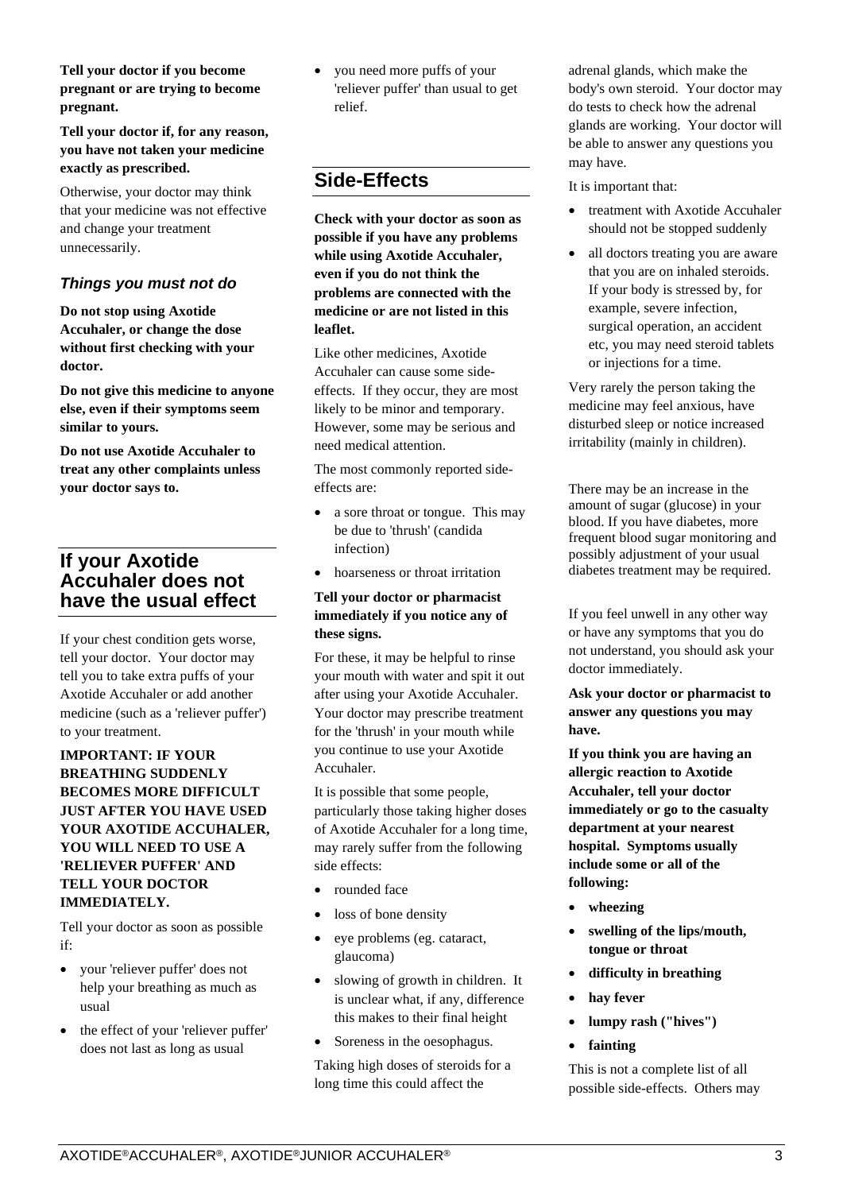**Tell your doctor if you become pregnant or are trying to become pregnant.**

**Tell your doctor if, for any reason, you have not taken your medicine exactly as prescribed.**

Otherwise, your doctor may think that your medicine was not effective and change your treatment unnecessarily.

### *Things you must not do*

**Do not stop using Axotide Accuhaler, or change the dose without first checking with your doctor.**

**Do not give this medicine to anyone else, even if their symptoms seem similar to yours.**

**Do not use Axotide Accuhaler to treat any other complaints unless your doctor says to.**

## If your Axotide Accuhaler does not have the usual effect

If your chest condition gets worse, tell your doctor. Your doctor may tell you to take extra puffs of your Axotide Accuhaler or add another medicine (such as a 'reliever puffer') to your treatment.

**IMPORTANT: IF YOUR BREATHING SUDDENLY BECOMES MORE DIFFICULT JUST AFTER YOU HAVE USED YOUR AXOTIDE ACCUHALER, YOU WILL NEED TO USE A 'RELIEVER PUFFER' AND TELL YOUR DOCTOR IMMEDIATELY.**

Tell your doctor as soon as possible if:

- your 'reliever puffer' does not help your breathing as much as usual
- the effect of your 'reliever puffer' does not last as long as usual
- you need more puffs of your 'reliever puffer' than usual to get relief.

## Side-Effects

**Check with your doctor as soon as possible if you have any problems while using Axotide Accuhaler, even if you do not think the problems are connected with the medicine or are not listed in this leaflet.**

Like other medicines, Axotide Accuhaler can cause some side-effects. If they occur, they are most likely to be minor and temporary. However, some may be serious and need medical attention.

The most commonly reported side-effects are:

- a sore throat or tongue. This may be due to 'thrush' (candida infection)
- hoarseness or throat irritation

**Tell your doctor or pharmacist immediately if you notice any of these signs.**

For these, it may be helpful to rinse your mouth with water and spit it out after using your Axotide Accuhaler. Your doctor may prescribe treatment for the 'thrush' in your mouth while you continue to use your Axotide Accuhaler.

It is possible that some people, particularly those taking higher doses of Axotide Accuhaler for a long time, may rarely suffer from the following side effects:

- rounded face
- loss of bone density
- eye problems (eg. cataract, glaucoma)
- slowing of growth in children. It is unclear what, if any, difference this makes to their final height
- Soreness in the oesophagus.

Taking high doses of steroids for a long time this could affect the adrenal glands, which make the body's own steroid. Your doctor may do tests to check how the adrenal glands are working. Your doctor will be able to answer any questions you may have.

It is important that:

- treatment with Axotide Accuhaler should not be stopped suddenly
- all doctors treating you are aware that you are on inhaled steroids. If your body is stressed by, for example, severe infection, surgical operation, an accident etc, you may need steroid tablets or injections for a time.

Very rarely the person taking the medicine may feel anxious, have disturbed sleep or notice increased irritability (mainly in children).

There may be an increase in the amount of sugar (glucose) in your blood. If you have diabetes, more frequent blood sugar monitoring and possibly adjustment of your usual diabetes treatment may be required.

If you feel unwell in any other way or have any symptoms that you do not understand, you should ask your doctor immediately.

**Ask your doctor or pharmacist to answer any questions you may have.**

**If you think you are having an allergic reaction to Axotide Accuhaler, tell your doctor immediately or go to the casualty department at your nearest hospital. Symptoms usually include some or all of the following:**

- **wheezing**
- **swelling of the lips/mouth, tongue or throat**
- **difficulty in breathing**
- **hay fever**
- **lumpy rash ("hives")**
- **fainting**

This is not a complete list of all possible side-effects. Others may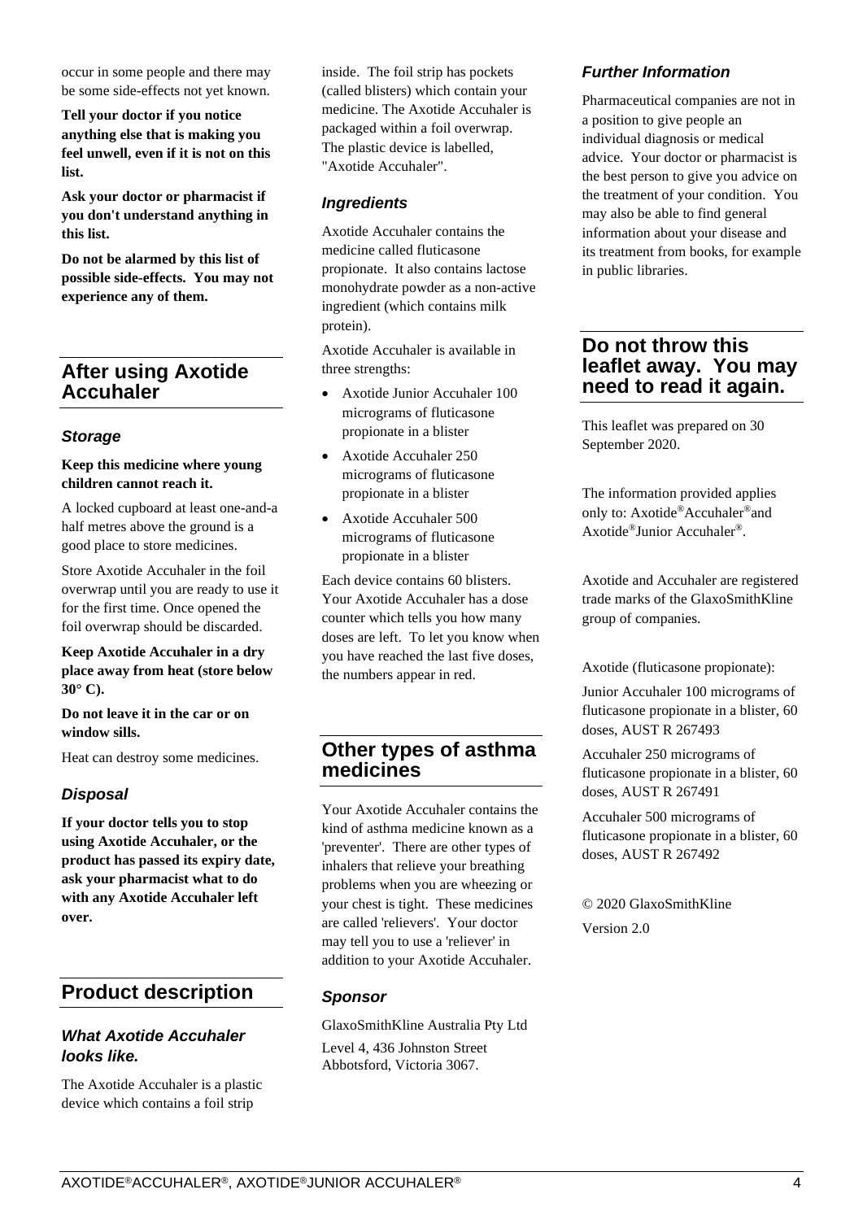occur in some people and there may be some side-effects not yet known.

**Tell your doctor if you notice anything else that is making you feel unwell, even if it is not on this list.**

**Ask your doctor or pharmacist if you don't understand anything in this list.**

**Do not be alarmed by this list of possible side-effects. You may not experience any of them.**

## After using Axotide Accuhaler

### *Storage*

**Keep this medicine where young children cannot reach it.**

A locked cupboard at least one-and-a half metres above the ground is a good place to store medicines.

Store Axotide Accuhaler in the foil overwrap until you are ready to use it for the first time. Once opened the foil overwrap should be discarded.

**Keep Axotide Accuhaler in a dry place away from heat (store below 30° C).**

**Do not leave it in the car or on window sills.**

Heat can destroy some medicines.

### *Disposal*

**If your doctor tells you to stop using Axotide Accuhaler, or the product has passed its expiry date, ask your pharmacist what to do with any Axotide Accuhaler left over.**

## Product description

### *What Axotide Accuhaler looks like.*

The Axotide Accuhaler is a plastic device which contains a foil strip inside. The foil strip has pockets (called blisters) which contain your medicine. The Axotide Accuhaler is packaged within a foil overwrap. The plastic device is labelled, "Axotide Accuhaler".

### *Ingredients*

Axotide Accuhaler contains the medicine called fluticasone propionate. It also contains lactose monohydrate powder as a non-active ingredient (which contains milk protein).

Axotide Accuhaler is available in three strengths:

- Axotide Junior Accuhaler 100 micrograms of fluticasone propionate in a blister
- Axotide Accuhaler 250 micrograms of fluticasone propionate in a blister
- Axotide Accuhaler 500 micrograms of fluticasone propionate in a blister

Each device contains 60 blisters. Your Axotide Accuhaler has a dose counter which tells you how many doses are left. To let you know when you have reached the last five doses, the numbers appear in red.

## Other types of asthma medicines

Your Axotide Accuhaler contains the kind of asthma medicine known as a 'preventer'. There are other types of inhalers that relieve your breathing problems when you are wheezing or your chest is tight. These medicines are called 'relievers'. Your doctor may tell you to use a 'reliever' in addition to your Axotide Accuhaler.

### *Sponsor*

GlaxoSmithKline Australia Pty Ltd

Level 4, 436 Johnston Street
Abbotsford, Victoria 3067.

### *Further Information*

Pharmaceutical companies are not in a position to give people an individual diagnosis or medical advice. Your doctor or pharmacist is the best person to give you advice on the treatment of your condition. You may also be able to find general information about your disease and its treatment from books, for example in public libraries.

## Do not throw this leaflet away. You may need to read it again.

This leaflet was prepared on 30 September 2020.

The information provided applies only to: Axotide®Accuhaler®and Axotide®Junior Accuhaler®.

Axotide and Accuhaler are registered trade marks of the GlaxoSmithKline group of companies.

Axotide (fluticasone propionate):

Junior Accuhaler 100 micrograms of fluticasone propionate in a blister, 60 doses, AUST R 267493

Accuhaler 250 micrograms of fluticasone propionate in a blister, 60 doses, AUST R 267491

Accuhaler 500 micrograms of fluticasone propionate in a blister, 60 doses, AUST R 267492

© 2020 GlaxoSmithKline

Version 2.0